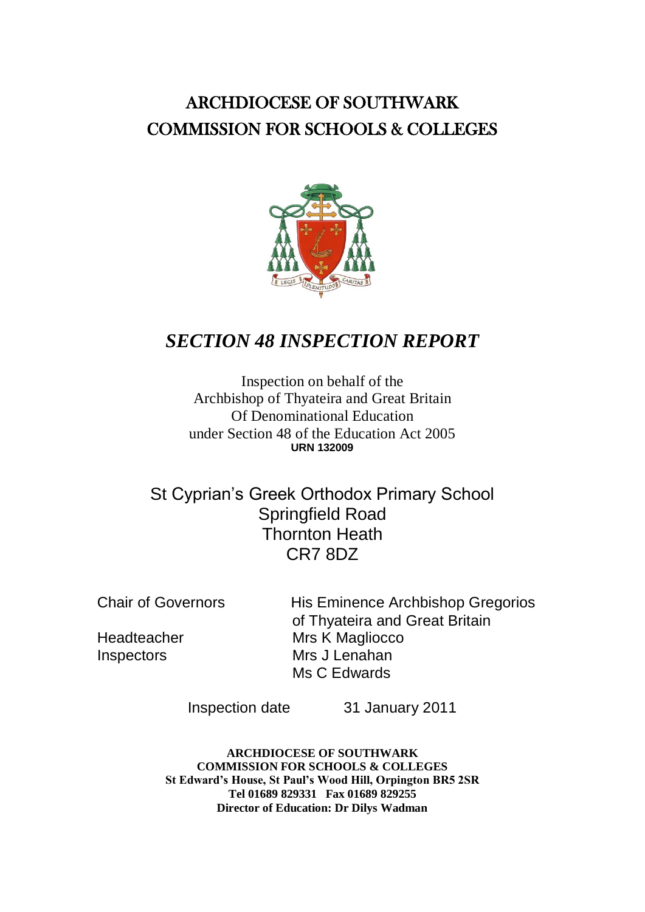# ARCHDIOCESE OF SOUTHWARK
# COMMISSION FOR SCHOOLS & COLLEGES

## *SECTION 48 INSPECTION REPORT*

Inspection on behalf of the
Archbishop of Thyateira and Great Britain
Of Denominational Education
under Section 48 of the Education Act 2005
**URN 132009**

St Cyprian's Greek Orthodox Primary School
Springfield Road
Thornton Heath
CR7 8DZ

| | |
|---|---|
| Chair of Governors | His Eminence Archbishop Gregorios of Thyateira and Great Britain |
| Headteacher | Mrs K Magliocco |
| Inspectors | Mrs J Lenahan |
| | Ms C Edwards |

Inspection date 31 January 2011

**ARCHDIOCESE OF SOUTHWARK**
**COMMISSION FOR SCHOOLS & COLLEGES**
**St Edward's House, St Paul's Wood Hill, Orpington BR5 2SR**
**Tel 01689 829331 Fax 01689 829255**
**Director of Education: Dr Dilys Wadman**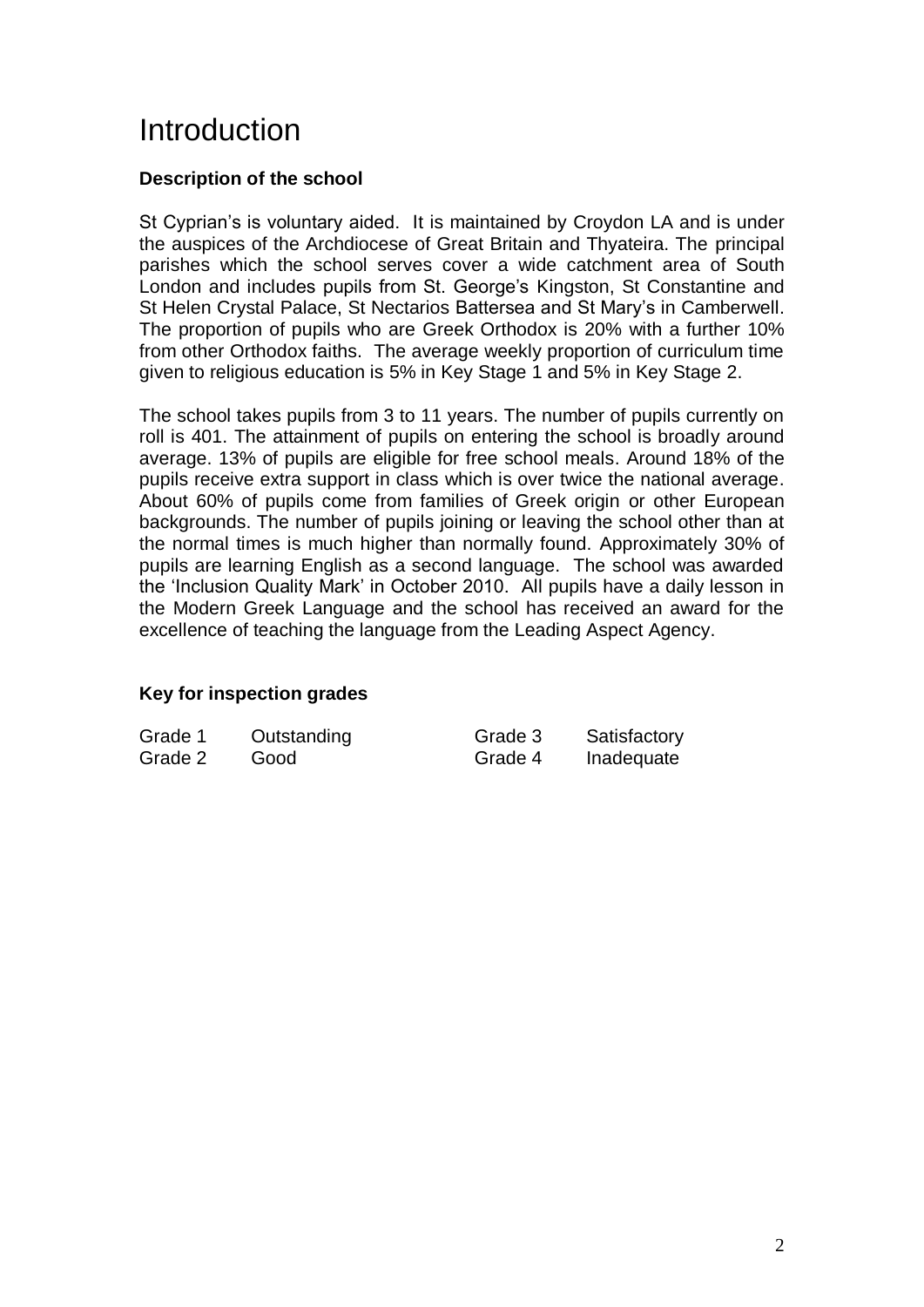# Introduction

**Description of the school**

St Cyprian's is voluntary aided. It is maintained by Croydon LA and is under the auspices of the Archdiocese of Great Britain and Thyateira. The principal parishes which the school serves cover a wide catchment area of South London and includes pupils from St. George's Kingston, St Constantine and St Helen Crystal Palace, St Nectarios Battersea and St Mary's in Camberwell. The proportion of pupils who are Greek Orthodox is 20% with a further 10% from other Orthodox faiths. The average weekly proportion of curriculum time given to religious education is 5% in Key Stage 1 and 5% in Key Stage 2.

The school takes pupils from 3 to 11 years. The number of pupils currently on roll is 401. The attainment of pupils on entering the school is broadly around average. 13% of pupils are eligible for free school meals. Around 18% of the pupils receive extra support in class which is over twice the national average. About 60% of pupils come from families of Greek origin or other European backgrounds. The number of pupils joining or leaving the school other than at the normal times is much higher than normally found. Approximately 30% of pupils are learning English as a second language. The school was awarded the 'Inclusion Quality Mark' in October 2010. All pupils have a daily lesson in the Modern Greek Language and the school has received an award for the excellence of teaching the language from the Leading Aspect Agency.

**Key for inspection grades**

| | | | |
|---|---|---|---|
| Grade 1 | Outstanding | Grade 3 | Satisfactory |
| Grade 2 | Good | Grade 4 | Inadequate |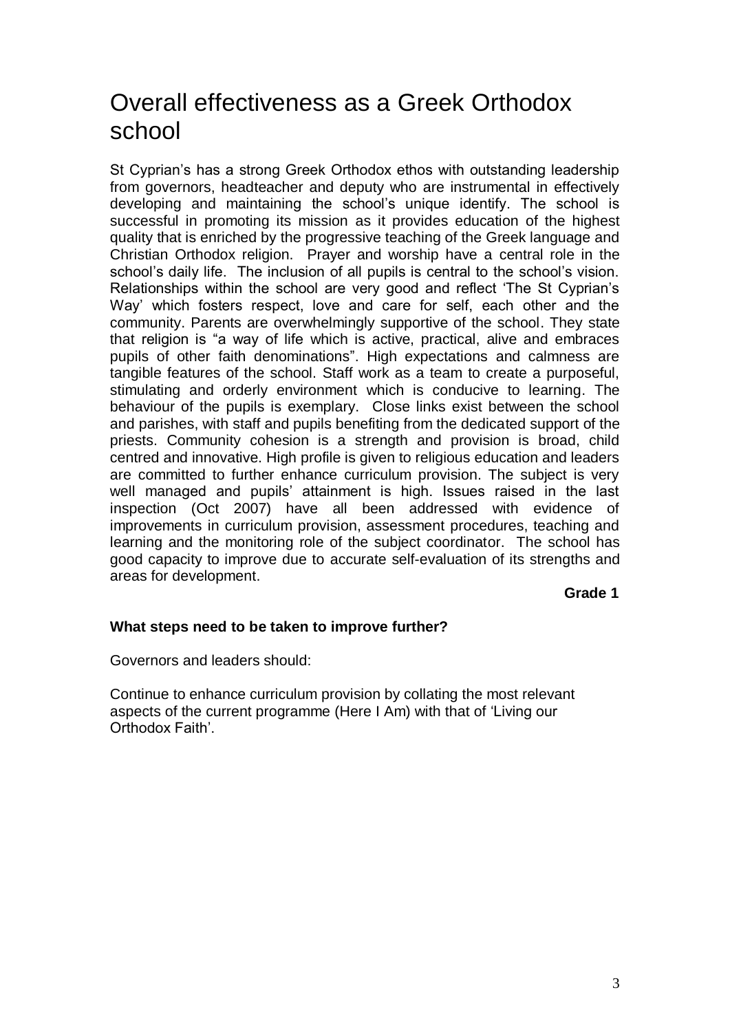# Overall effectiveness as a Greek Orthodox school

St Cyprian's has a strong Greek Orthodox ethos with outstanding leadership from governors, headteacher and deputy who are instrumental in effectively developing and maintaining the school's unique identify. The school is successful in promoting its mission as it provides education of the highest quality that is enriched by the progressive teaching of the Greek language and Christian Orthodox religion. Prayer and worship have a central role in the school's daily life. The inclusion of all pupils is central to the school's vision. Relationships within the school are very good and reflect 'The St Cyprian's Way' which fosters respect, love and care for self, each other and the community. Parents are overwhelmingly supportive of the school. They state that religion is "a way of life which is active, practical, alive and embraces pupils of other faith denominations". High expectations and calmness are tangible features of the school. Staff work as a team to create a purposeful, stimulating and orderly environment which is conducive to learning. The behaviour of the pupils is exemplary. Close links exist between the school and parishes, with staff and pupils benefiting from the dedicated support of the priests. Community cohesion is a strength and provision is broad, child centred and innovative. High profile is given to religious education and leaders are committed to further enhance curriculum provision. The subject is very well managed and pupils' attainment is high. Issues raised in the last inspection (Oct 2007) have all been addressed with evidence of improvements in curriculum provision, assessment procedures, teaching and learning and the monitoring role of the subject coordinator. The school has good capacity to improve due to accurate self-evaluation of its strengths and areas for development.

**Grade 1**

**What steps need to be taken to improve further?**

Governors and leaders should:

Continue to enhance curriculum provision by collating the most relevant aspects of the current programme (Here I Am) with that of 'Living our Orthodox Faith'.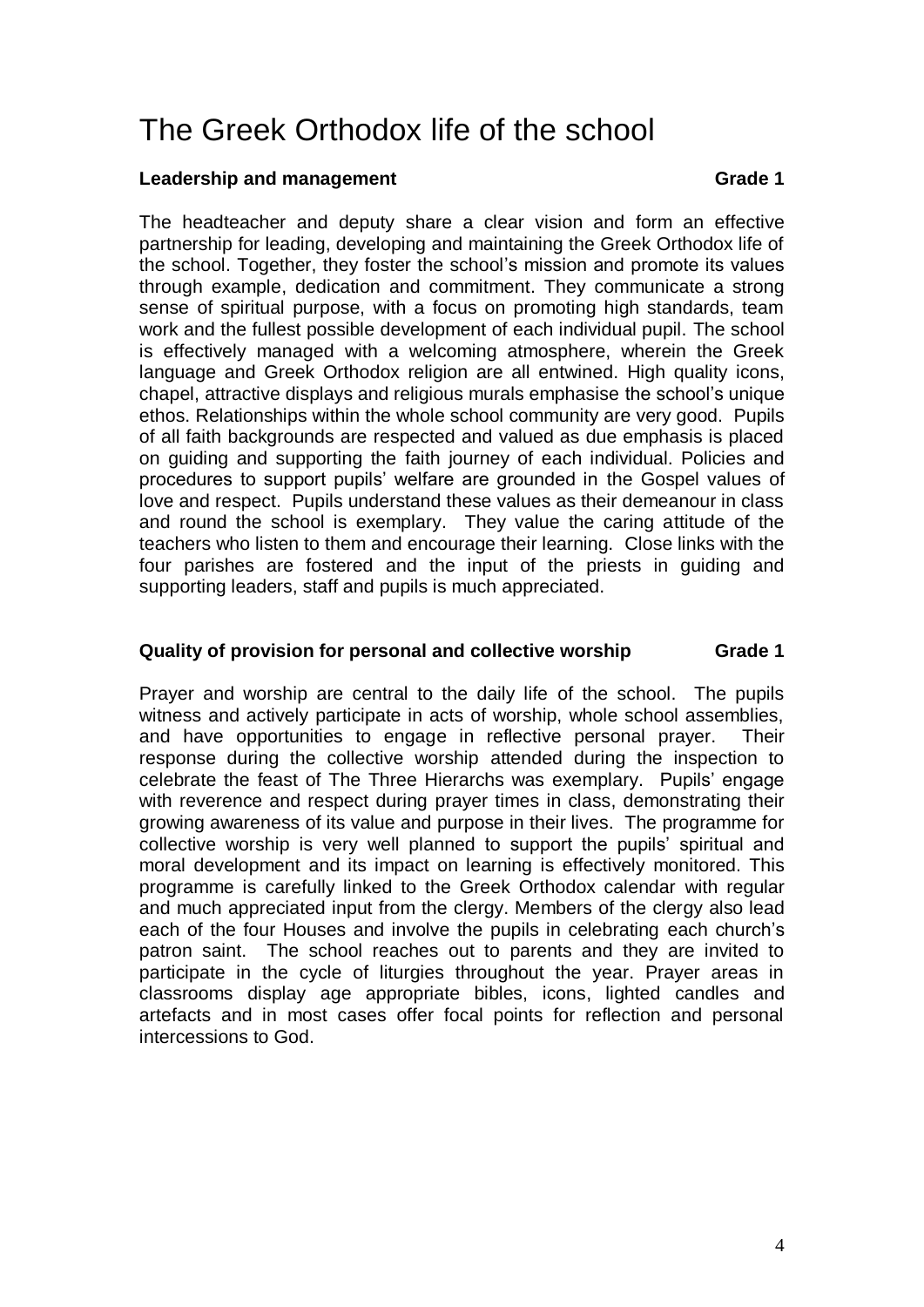# The Greek Orthodox life of the school

**Leadership and management Grade 1**

The headteacher and deputy share a clear vision and form an effective partnership for leading, developing and maintaining the Greek Orthodox life of the school. Together, they foster the school's mission and promote its values through example, dedication and commitment. They communicate a strong sense of spiritual purpose, with a focus on promoting high standards, team work and the fullest possible development of each individual pupil. The school is effectively managed with a welcoming atmosphere, wherein the Greek language and Greek Orthodox religion are all entwined. High quality icons, chapel, attractive displays and religious murals emphasise the school's unique ethos. Relationships within the whole school community are very good. Pupils of all faith backgrounds are respected and valued as due emphasis is placed on guiding and supporting the faith journey of each individual. Policies and procedures to support pupils' welfare are grounded in the Gospel values of love and respect. Pupils understand these values as their demeanour in class and round the school is exemplary. They value the caring attitude of the teachers who listen to them and encourage their learning. Close links with the four parishes are fostered and the input of the priests in guiding and supporting leaders, staff and pupils is much appreciated.

**Quality of provision for personal and collective worship Grade 1**

Prayer and worship are central to the daily life of the school. The pupils witness and actively participate in acts of worship, whole school assemblies, and have opportunities to engage in reflective personal prayer. Their response during the collective worship attended during the inspection to celebrate the feast of The Three Hierarchs was exemplary. Pupils' engage with reverence and respect during prayer times in class, demonstrating their growing awareness of its value and purpose in their lives. The programme for collective worship is very well planned to support the pupils' spiritual and moral development and its impact on learning is effectively monitored. This programme is carefully linked to the Greek Orthodox calendar with regular and much appreciated input from the clergy. Members of the clergy also lead each of the four Houses and involve the pupils in celebrating each church's patron saint. The school reaches out to parents and they are invited to participate in the cycle of liturgies throughout the year. Prayer areas in classrooms display age appropriate bibles, icons, lighted candles and artefacts and in most cases offer focal points for reflection and personal intercessions to God.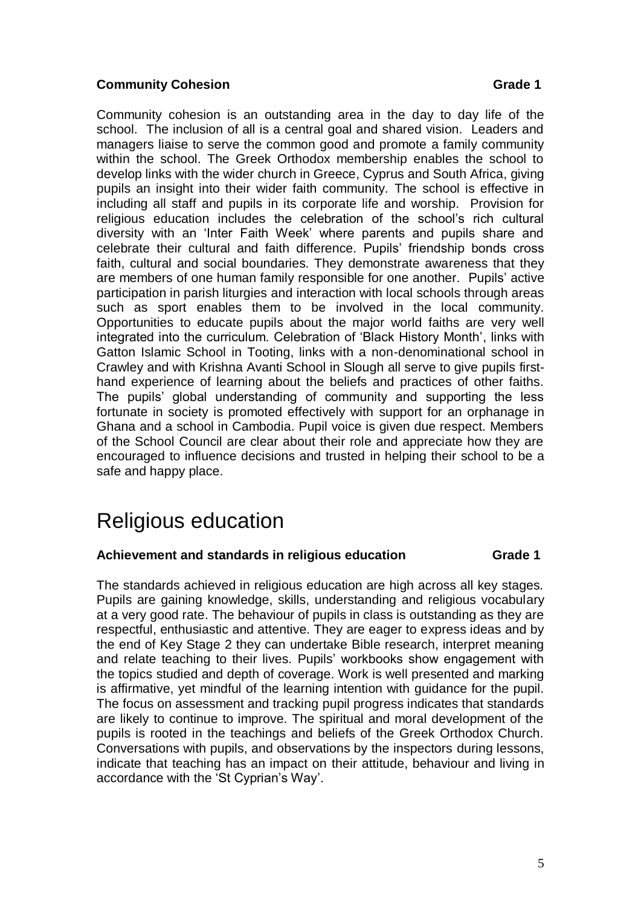**Community Cohesion** **Grade 1**

Community cohesion is an outstanding area in the day to day life of the school. The inclusion of all is a central goal and shared vision. Leaders and managers liaise to serve the common good and promote a family community within the school. The Greek Orthodox membership enables the school to develop links with the wider church in Greece, Cyprus and South Africa, giving pupils an insight into their wider faith community. The school is effective in including all staff and pupils in its corporate life and worship. Provision for religious education includes the celebration of the school's rich cultural diversity with an 'Inter Faith Week' where parents and pupils share and celebrate their cultural and faith difference. Pupils' friendship bonds cross faith, cultural and social boundaries. They demonstrate awareness that they are members of one human family responsible for one another. Pupils' active participation in parish liturgies and interaction with local schools through areas such as sport enables them to be involved in the local community. Opportunities to educate pupils about the major world faiths are very well integrated into the curriculum. Celebration of 'Black History Month', links with Gatton Islamic School in Tooting, links with a non-denominational school in Crawley and with Krishna Avanti School in Slough all serve to give pupils first-hand experience of learning about the beliefs and practices of other faiths. The pupils' global understanding of community and supporting the less fortunate in society is promoted effectively with support for an orphanage in Ghana and a school in Cambodia. Pupil voice is given due respect. Members of the School Council are clear about their role and appreciate how they are encouraged to influence decisions and trusted in helping their school to be a safe and happy place.

# Religious education

**Achievement and standards in religious education** **Grade 1**

The standards achieved in religious education are high across all key stages. Pupils are gaining knowledge, skills, understanding and religious vocabulary at a very good rate. The behaviour of pupils in class is outstanding as they are respectful, enthusiastic and attentive. They are eager to express ideas and by the end of Key Stage 2 they can undertake Bible research, interpret meaning and relate teaching to their lives. Pupils' workbooks show engagement with the topics studied and depth of coverage. Work is well presented and marking is affirmative, yet mindful of the learning intention with guidance for the pupil. The focus on assessment and tracking pupil progress indicates that standards are likely to continue to improve. The spiritual and moral development of the pupils is rooted in the teachings and beliefs of the Greek Orthodox Church. Conversations with pupils, and observations by the inspectors during lessons, indicate that teaching has an impact on their attitude, behaviour and living in accordance with the 'St Cyprian's Way'.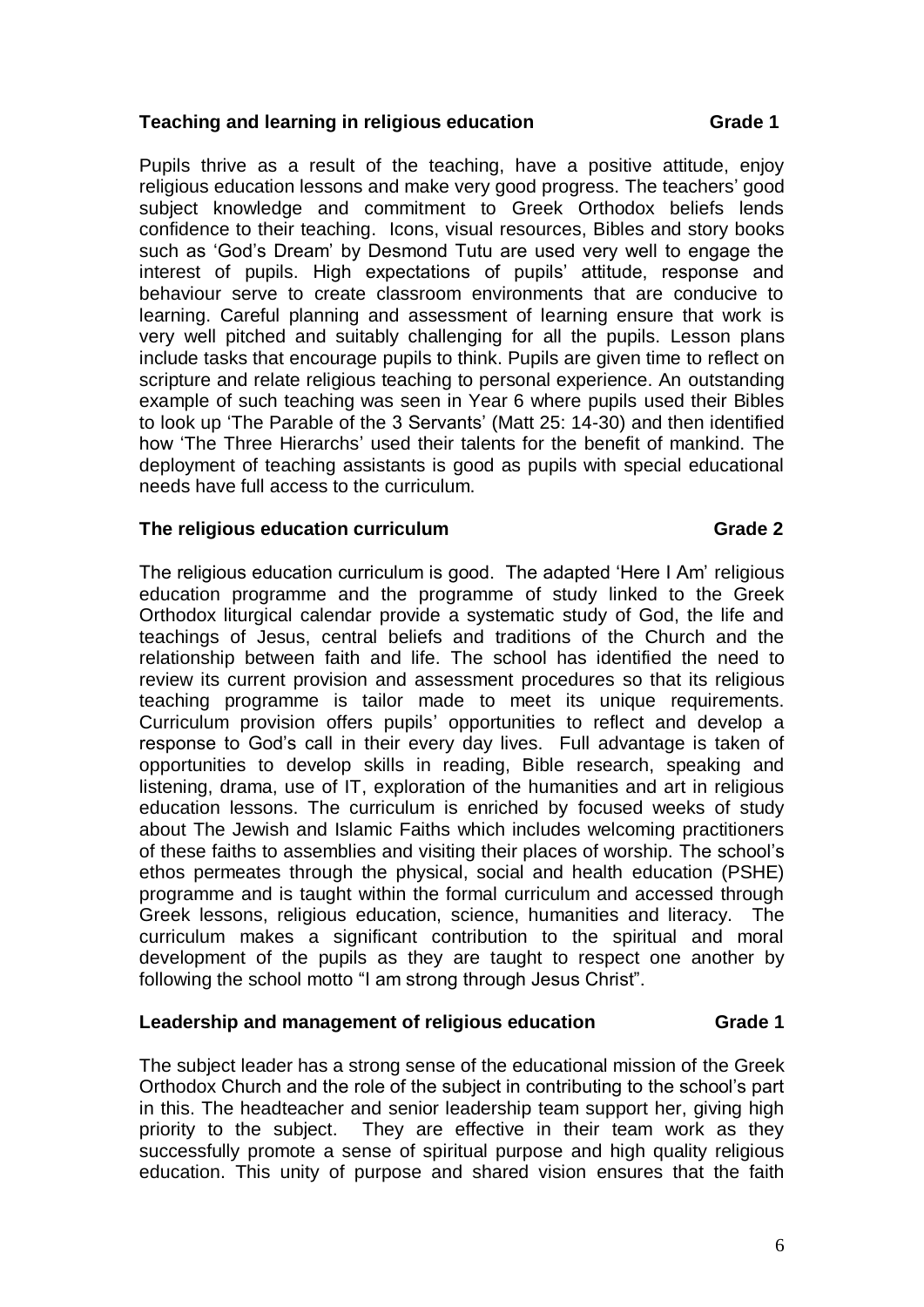**Teaching and learning in religious education Grade 1**

Pupils thrive as a result of the teaching, have a positive attitude, enjoy religious education lessons and make very good progress. The teachers' good subject knowledge and commitment to Greek Orthodox beliefs lends confidence to their teaching. Icons, visual resources, Bibles and story books such as 'God's Dream' by Desmond Tutu are used very well to engage the interest of pupils. High expectations of pupils' attitude, response and behaviour serve to create classroom environments that are conducive to learning. Careful planning and assessment of learning ensure that work is very well pitched and suitably challenging for all the pupils. Lesson plans include tasks that encourage pupils to think. Pupils are given time to reflect on scripture and relate religious teaching to personal experience. An outstanding example of such teaching was seen in Year 6 where pupils used their Bibles to look up 'The Parable of the 3 Servants' (Matt 25: 14-30) and then identified how 'The Three Hierarchs' used their talents for the benefit of mankind. The deployment of teaching assistants is good as pupils with special educational needs have full access to the curriculum.

**The religious education curriculum Grade 2**

The religious education curriculum is good. The adapted 'Here I Am' religious education programme and the programme of study linked to the Greek Orthodox liturgical calendar provide a systematic study of God, the life and teachings of Jesus, central beliefs and traditions of the Church and the relationship between faith and life. The school has identified the need to review its current provision and assessment procedures so that its religious teaching programme is tailor made to meet its unique requirements. Curriculum provision offers pupils' opportunities to reflect and develop a response to God's call in their every day lives. Full advantage is taken of opportunities to develop skills in reading, Bible research, speaking and listening, drama, use of IT, exploration of the humanities and art in religious education lessons. The curriculum is enriched by focused weeks of study about The Jewish and Islamic Faiths which includes welcoming practitioners of these faiths to assemblies and visiting their places of worship. The school's ethos permeates through the physical, social and health education (PSHE) programme and is taught within the formal curriculum and accessed through Greek lessons, religious education, science, humanities and literacy. The curriculum makes a significant contribution to the spiritual and moral development of the pupils as they are taught to respect one another by following the school motto "I am strong through Jesus Christ".

**Leadership and management of religious education Grade 1**

The subject leader has a strong sense of the educational mission of the Greek Orthodox Church and the role of the subject in contributing to the school's part in this. The headteacher and senior leadership team support her, giving high priority to the subject. They are effective in their team work as they successfully promote a sense of spiritual purpose and high quality religious education. This unity of purpose and shared vision ensures that the faith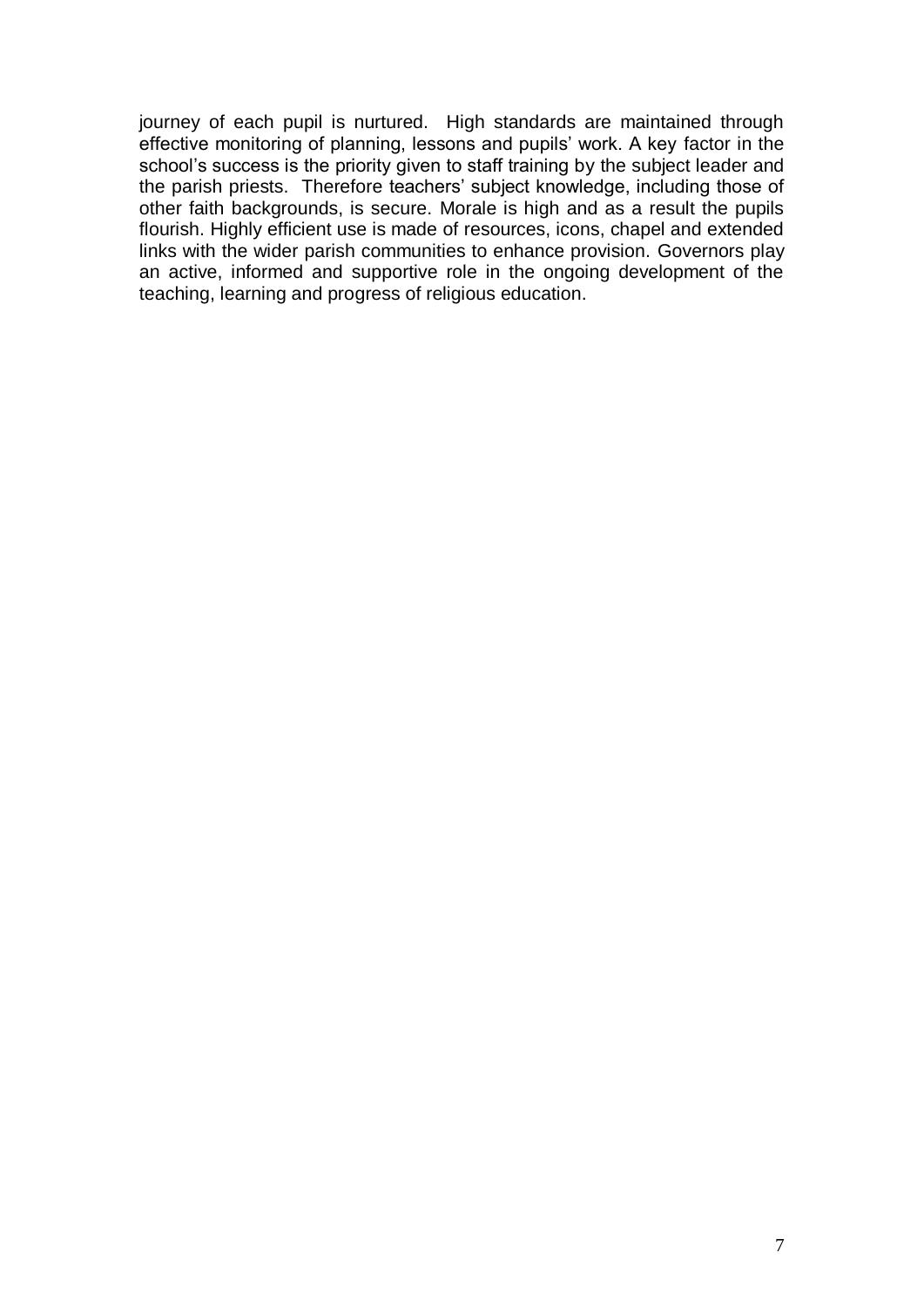journey of each pupil is nurtured. High standards are maintained through effective monitoring of planning, lessons and pupils' work. A key factor in the school's success is the priority given to staff training by the subject leader and the parish priests. Therefore teachers' subject knowledge, including those of other faith backgrounds, is secure. Morale is high and as a result the pupils flourish. Highly efficient use is made of resources, icons, chapel and extended links with the wider parish communities to enhance provision. Governors play an active, informed and supportive role in the ongoing development of the teaching, learning and progress of religious education.